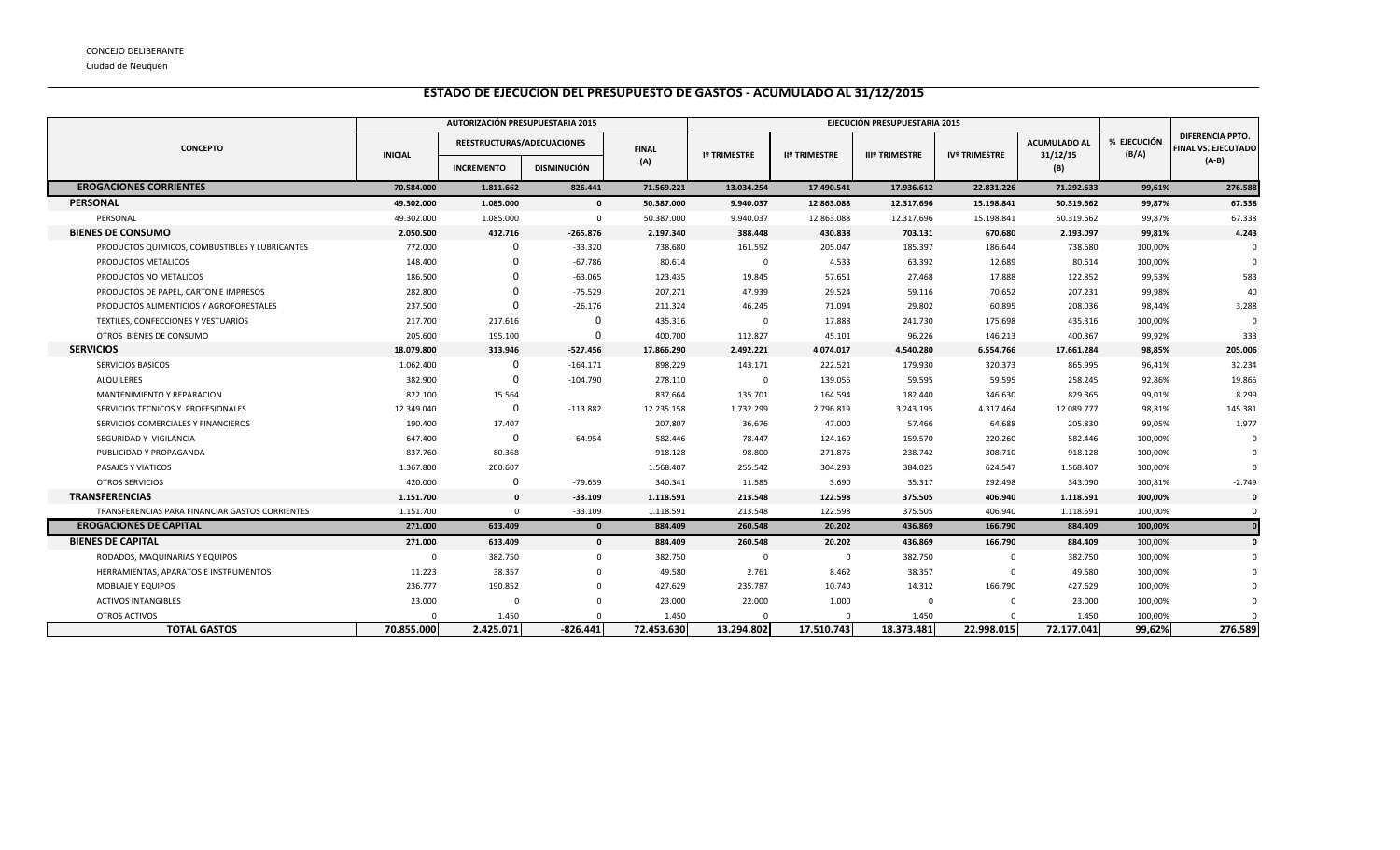CONCEJO DELIBERANTE

Ciudad de Neuquén

# ESTADO DE EJECUCION DEL PRESUPUESTO DE GASTOS - ACUMULADO AL 31/12/2015

| CONCEPTO | AUTORIZACIÓN PRESUPUESTARIA 2015 | | | | EJECUCIÓN PRESUPUESTARIA 2015 | | | | | % EJECUCIÓN (B/A) | DIFERENCIA PPTO. FINAL VS. EJECUTADO (A-B) |
|---|---|---|---|---|---|---|---|---|---|---|---|
| | INICIAL | REESTRUCTURAS/ADECUACIONES | | FINAL (A) | Iº TRIMESTRE | IIº TRIMESTRE | IIIº TRIMESTRE | IVº TRIMESTRE | ACUMULADO AL 31/12/15 (B) | | |
| | | INCREMENTO | DISMINUCIÓN | | | | | | | | |
| **EROGACIONES CORRIENTES** | **70.584.000** | **1.811.662** | **-826.441** | **71.569.221** | **13.034.254** | **17.490.541** | **17.936.612** | **22.831.226** | **71.292.633** | **99,61%** | **276.588** |
| **PERSONAL** | **49.302.000** | **1.085.000** | **0** | **50.387.000** | **9.940.037** | **12.863.088** | **12.317.696** | **15.198.841** | **50.319.662** | **99,87%** | **67.338** |
| PERSONAL | 49.302.000 | 1.085.000 | 0 | 50.387.000 | 9.940.037 | 12.863.088 | 12.317.696 | 15.198.841 | 50.319.662 | 99,87% | 67.338 |
| **BIENES DE CONSUMO** | **2.050.500** | **412.716** | **-265.876** | **2.197.340** | **388.448** | **430.838** | **703.131** | **670.680** | **2.193.097** | **99,81%** | **4.243** |
| PRODUCTOS QUIMICOS, COMBUSTIBLES Y LUBRICANTES | 772.000 | 0 | -33.320 | 738.680 | 161.592 | 205.047 | 185.397 | 186.644 | 738.680 | 100,00% | 0 |
| PRODUCTOS METALICOS | 148.400 | 0 | -67.786 | 80.614 | 0 | 4.533 | 63.392 | 12.689 | 80.614 | 100,00% | 0 |
| PRODUCTOS NO METALICOS | 186.500 | 0 | -63.065 | 123.435 | 19.845 | 57.651 | 27.468 | 17.888 | 122.852 | 99,53% | 583 |
| PRODUCTOS DE PAPEL, CARTON E IMPRESOS | 282.800 | 0 | -75.529 | 207.271 | 47.939 | 29.524 | 59.116 | 70.652 | 207.231 | 99,98% | 40 |
| PRODUCTOS ALIMENTICIOS Y AGROFORESTALES | 237.500 | 0 | -26.176 | 211.324 | 46.245 | 71.094 | 29.802 | 60.895 | 208.036 | 98,44% | 3.288 |
| TEXTILES, CONFECCIONES Y VESTUARIOS | 217.700 | 217.616 | 0 | 435.316 | 0 | 17.888 | 241.730 | 175.698 | 435.316 | 100,00% | 0 |
| OTROS BIENES DE CONSUMO | 205.600 | 195.100 | 0 | 400.700 | 112.827 | 45.101 | 96.226 | 146.213 | 400.367 | 99,92% | 333 |
| **SERVICIOS** | **18.079.800** | **313.946** | **-527.456** | **17.866.290** | **2.492.221** | **4.074.017** | **4.540.280** | **6.554.766** | **17.661.284** | **98,85%** | **205.006** |
| SERVICIOS BASICOS | 1.062.400 | 0 | -164.171 | 898.229 | 143.171 | 222.521 | 179.930 | 320.373 | 865.995 | 96,41% | 32.234 |
| ALQUILERES | 382.900 | 0 | -104.790 | 278.110 | 0 | 139.055 | 59.595 | 59.595 | 258.245 | 92,86% | 19.865 |
| MANTENIMIENTO Y REPARACION | 822.100 | 15.564 | | 837.664 | 135.701 | 164.594 | 182.440 | 346.630 | 829.365 | 99,01% | 8.299 |
| SERVICIOS TECNICOS Y PROFESIONALES | 12.349.040 | 0 | -113.882 | 12.235.158 | 1.732.299 | 2.796.819 | 3.243.195 | 4.317.464 | 12.089.777 | 98,81% | 145.381 |
| SERVICIOS COMERCIALES Y FINANCIEROS | 190.400 | 17.407 | | 207.807 | 36.676 | 47.000 | 57.466 | 64.688 | 205.830 | 99,05% | 1.977 |
| SEGURIDAD Y VIGILANCIA | 647.400 | 0 | -64.954 | 582.446 | 78.447 | 124.169 | 159.570 | 220.260 | 582.446 | 100,00% | 0 |
| PUBLICIDAD Y PROPAGANDA | 837.760 | 80.368 | | 918.128 | 98.800 | 271.876 | 238.742 | 308.710 | 918.128 | 100,00% | 0 |
| PASAJES Y VIATICOS | 1.367.800 | 200.607 | | 1.568.407 | 255.542 | 304.293 | 384.025 | 624.547 | 1.568.407 | 100,00% | 0 |
| OTROS SERVICIOS | 420.000 | 0 | -79.659 | 340.341 | 11.585 | 3.690 | 35.317 | 292.498 | 343.090 | 100,81% | -2.749 |
| **TRANSFERENCIAS** | **1.151.700** | **0** | **-33.109** | **1.118.591** | **213.548** | **122.598** | **375.505** | **406.940** | **1.118.591** | **100,00%** | **0** |
| TRANSFERENCIAS PARA FINANCIAR GASTOS CORRIENTES | 1.151.700 | 0 | -33.109 | 1.118.591 | 213.548 | 122.598 | 375.505 | 406.940 | 1.118.591 | 100,00% | 0 |
| **EROGACIONES DE CAPITAL** | **271.000** | **613.409** | **0** | **884.409** | **260.548** | **20.202** | **436.869** | **166.790** | **884.409** | **100,00%** | **0** |
| **BIENES DE CAPITAL** | **271.000** | **613.409** | **0** | **884.409** | **260.548** | **20.202** | **436.869** | **166.790** | **884.409** | 100,00% | **0** |
| RODADOS, MAQUINARIAS Y EQUIPOS | 0 | 382.750 | 0 | 382.750 | 0 | 0 | 382.750 | 0 | 382.750 | 100,00% | 0 |
| HERRAMIENTAS, APARATOS E INSTRUMENTOS | 11.223 | 38.357 | 0 | 49.580 | 2.761 | 8.462 | 38.357 | 0 | 49.580 | 100,00% | 0 |
| MOBLAJE Y EQUIPOS | 236.777 | 190.852 | 0 | 427.629 | 235.787 | 10.740 | 14.312 | 166.790 | 427.629 | 100,00% | 0 |
| ACTIVOS INTANGIBLES | 23.000 | 0 | 0 | 23.000 | 22.000 | 1.000 | 0 | 0 | 23.000 | 100,00% | 0 |
| OTROS ACTIVOS | 0 | 1.450 | 0 | 1.450 | 0 | 0 | 1.450 | 0 | 1.450 | 100,00% | 0 |
| **TOTAL GASTOS** | **70.855.000** | **2.425.071** | **-826.441** | **72.453.630** | **13.294.802** | **17.510.743** | **18.373.481** | **22.998.015** | **72.177.041** | **99,62%** | **276.589** |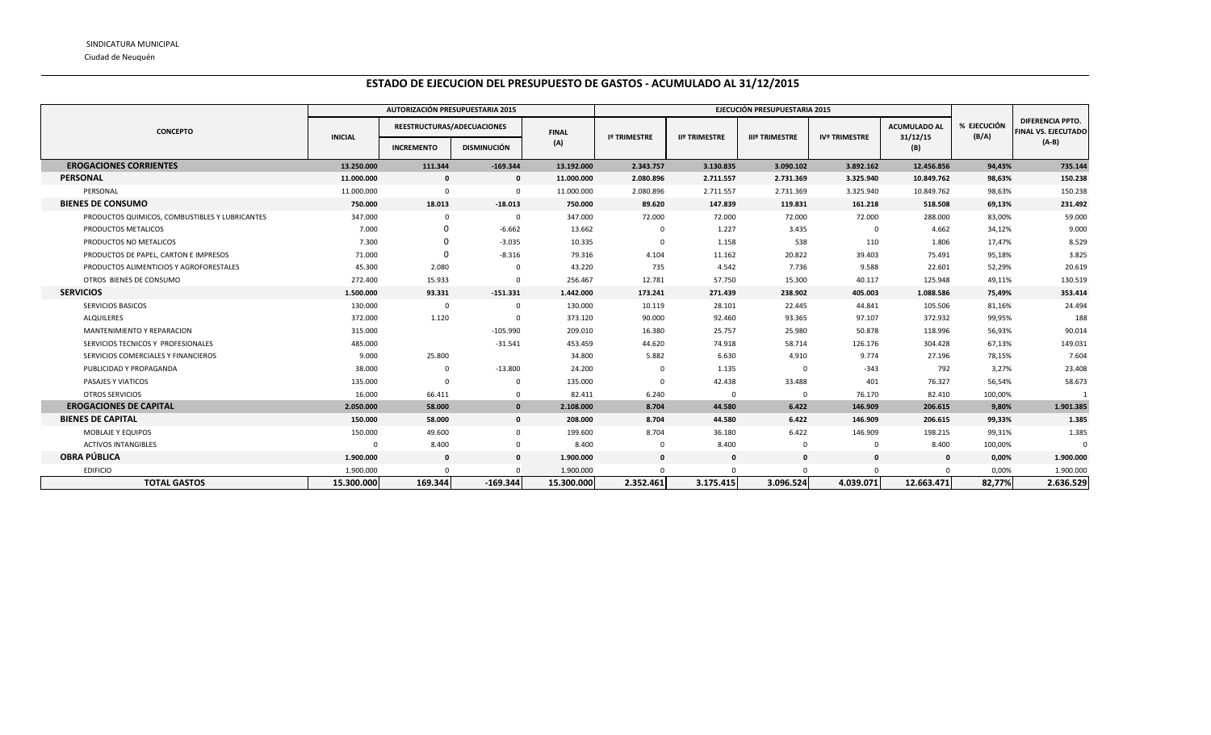SINDICATURA MUNICIPAL

Ciudad de Neuquén

## ESTADO DE EJECUCION DEL PRESUPUESTO DE GASTOS - ACUMULADO AL 31/12/2015

| CONCEPTO | AUTORIZACIÓN PRESUPUESTARIA 2015 | | | | EJECUCIÓN PRESUPUESTARIA 2015 | | | | | % EJECUCIÓN (B/A) | DIFERENCIA PPTO. FINAL VS. EJECUTADO (A-B) |
|---|---|---|---|---|---|---|---|---|---|---|---|
| | INICIAL | REESTRUCTURAS/ADECUACIONES | | FINAL (A) | Iº TRIMESTRE | IIº TRIMESTRE | IIIº TRIMESTRE | IVº TRIMESTRE | ACUMULADO AL 31/12/15 (B) | | |
| | | INCREMENTO | DISMINUCIÓN | | | | | | | | |
| **EROGACIONES CORRIENTES** | **13.250.000** | **111.344** | **-169.344** | **13.192.000** | **2.343.757** | **3.130.835** | **3.090.102** | **3.892.162** | **12.456.856** | **94,43%** | **735.144** |
| **PERSONAL** | **11.000.000** | **0** | **0** | **11.000.000** | **2.080.896** | **2.711.557** | **2.731.369** | **3.325.940** | **10.849.762** | **98,63%** | **150.238** |
| PERSONAL | 11.000.000 | 0 | 0 | 11.000.000 | 2.080.896 | 2.711.557 | 2.731.369 | 3.325.940 | 10.849.762 | 98,63% | 150.238 |
| **BIENES DE CONSUMO** | **750.000** | **18.013** | **-18.013** | **750.000** | **89.620** | **147.839** | **119.831** | **161.218** | **518.508** | **69,13%** | **231.492** |
| PRODUCTOS QUIMICOS, COMBUSTIBLES Y LUBRICANTES | 347.000 | 0 | 0 | 347.000 | 72.000 | 72.000 | 72.000 | 72.000 | 288.000 | 83,00% | 59.000 |
| PRODUCTOS METALICOS | 7.000 | 0 | -6.662 | 13.662 | 0 | 1.227 | 3.435 | 0 | 4.662 | 34,12% | 9.000 |
| PRODUCTOS NO METALICOS | 7.300 | 0 | -3.035 | 10.335 | 0 | 1.158 | 538 | 110 | 1.806 | 17,47% | 8.529 |
| PRODUCTOS DE PAPEL, CARTON E IMPRESOS | 71.000 | 0 | -8.316 | 79.316 | 4.104 | 11.162 | 20.822 | 39.403 | 75.491 | 95,18% | 3.825 |
| PRODUCTOS ALIMENTICIOS Y AGROFORESTALES | 45.300 | 2.080 | 0 | 43.220 | 735 | 4.542 | 7.736 | 9.588 | 22.601 | 52,29% | 20.619 |
| OTROS BIENES DE CONSUMO | 272.400 | 15.933 | 0 | 256.467 | 12.781 | 57.750 | 15.300 | 40.117 | 125.948 | 49,11% | 130.519 |
| **SERVICIOS** | **1.500.000** | **93.331** | **-151.331** | **1.442.000** | **173.241** | **271.439** | **238.902** | **405.003** | **1.088.586** | **75,49%** | **353.414** |
| SERVICIOS BASICOS | 130.000 | 0 | 0 | 130.000 | 10.119 | 28.101 | 22.445 | 44.841 | 105.506 | 81,16% | 24.494 |
| ALQUILERES | 372.000 | 1.120 | 0 | 373.120 | 90.000 | 92.460 | 93.365 | 97.107 | 372.932 | 99,95% | 188 |
| MANTENIMIENTO Y REPARACION | 315.000 | | -105.990 | 209.010 | 16.380 | 25.757 | 25.980 | 50.878 | 118.996 | 56,93% | 90.014 |
| SERVICIOS TECNICOS Y PROFESIONALES | 485.000 | | -31.541 | 453.459 | 44.620 | 74.918 | 58.714 | 126.176 | 304.428 | 67,13% | 149.031 |
| SERVICIOS COMERCIALES Y FINANCIEROS | 9.000 | 25.800 | | 34.800 | 5.882 | 6.630 | 4.910 | 9.774 | 27.196 | 78,15% | 7.604 |
| PUBLICIDAD Y PROPAGANDA | 38.000 | 0 | -13.800 | 24.200 | 0 | 1.135 | 0 | -343 | 792 | 3,27% | 23.408 |
| PASAJES Y VIATICOS | 135.000 | 0 | 0 | 135.000 | 0 | 42.438 | 33.488 | 401 | 76.327 | 56,54% | 58.673 |
| OTROS SERVICIOS | 16.000 | 66.411 | 0 | 82.411 | 6.240 | 0 | 0 | 76.170 | 82.410 | 100,00% | 1 |
| **EROGACIONES DE CAPITAL** | **2.050.000** | **58.000** | **0** | **2.108.000** | **8.704** | **44.580** | **6.422** | **146.909** | **206.615** | **9,80%** | **1.901.385** |
| **BIENES DE CAPITAL** | **150.000** | **58.000** | **0** | **208.000** | **8.704** | **44.580** | **6.422** | **146.909** | **206.615** | **99,33%** | **1.385** |
| MOBLAJE Y EQUIPOS | 150.000 | 49.600 | 0 | 199.600 | 8.704 | 36.180 | 6.422 | 146.909 | 198.215 | 99,31% | 1.385 |
| ACTIVOS INTANGIBLES | 0 | 8.400 | 0 | 8.400 | 0 | 8.400 | 0 | 0 | 8.400 | 100,00% | 0 |
| **OBRA PÚBLICA** | **1.900.000** | **0** | **0** | **1.900.000** | **0** | **0** | **0** | **0** | **0** | **0,00%** | **1.900.000** |
| EDIFICIO | 1.900.000 | 0 | 0 | 1.900.000 | 0 | 0 | 0 | 0 | 0 | 0,00% | 1.900.000 |
| **TOTAL GASTOS** | **15.300.000** | **169.344** | **-169.344** | **15.300.000** | **2.352.461** | **3.175.415** | **3.096.524** | **4.039.071** | **12.663.471** | **82,77%** | **2.636.529** |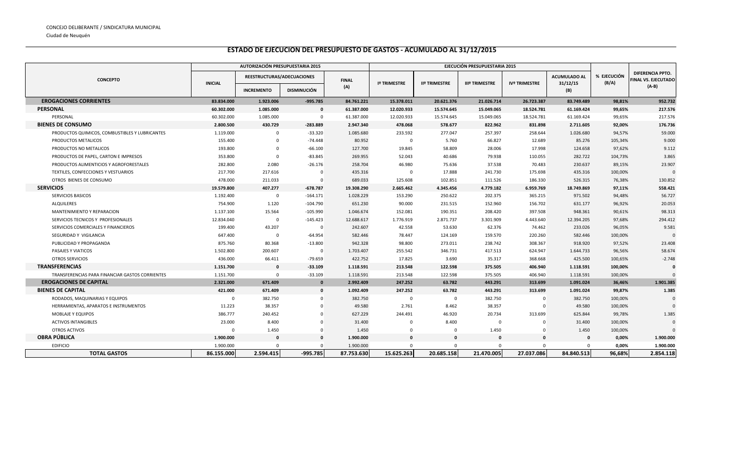CONCEJO DELIBERANTE / SINDICATURA MUNICIPAL

Ciudad de Neuquén

## ESTADO DE EJECUCION DEL PRESUPUESTO DE GASTOS - ACUMULADO AL 31/12/2015

| CONCEPTO | AUTORIZACIÓN PRESUPUESTARIA 2015 | | | | EJECUCIÓN PRESUPUESTARIA 2015 | | | | | % EJECUCIÓN (B/A) | DIFERENCIA PPTO. FINAL VS. EJECUTADO (A-B) |
|---|---|---|---|---|---|---|---|---|---|---|---|
| | INICIAL | REESTRUCTURAS/ADECUACIONES | | FINAL (A) | Iº TRIMESTRE | IIº TRIMESTRE | IIIº TRIMESTRE | IVº TRIMESTRE | ACUMULADO AL 31/12/15 (B) | | |
| | | INCREMENTO | DISMINUCIÓN | | | | | | | | |
| **EROGACIONES CORRIENTES** | **83.834.000** | **1.923.006** | **-995.785** | **84.761.221** | **15.378.011** | **20.621.376** | **21.026.714** | **26.723.387** | **83.749.489** | **98,81%** | **952.732** |
| **PERSONAL** | **60.302.000** | **1.085.000** | **0** | **61.387.000** | **12.020.933** | **15.574.645** | **15.049.065** | **18.524.781** | **61.169.424** | **99,65%** | **217.576** |
| PERSONAL | 60.302.000 | 1.085.000 | 0 | 61.387.000 | 12.020.933 | 15.574.645 | 15.049.065 | 18.524.781 | 61.169.424 | 99,65% | 217.576 |
| **BIENES DE CONSUMO** | **2.800.500** | **430.729** | **-283.889** | **2.947.340** | **478.068** | **578.677** | **822.962** | **831.898** | **2.711.605** | **92,00%** | **176.736** |
| PRODUCTOS QUIMICOS, COMBUSTIBLES Y LUBRICANTES | 1.119.000 | 0 | -33.320 | 1.085.680 | 233.592 | 277.047 | 257.397 | 258.644 | 1.026.680 | 94,57% | 59.000 |
| PRODUCTOS METALICOS | 155.400 | 0 | -74.448 | 80.952 | 0 | 5.760 | 66.827 | 12.689 | 85.276 | 105,34% | 9.000 |
| PRODUCTOS NO METALICOS | 193.800 | 0 | -66.100 | 127.700 | 19.845 | 58.809 | 28.006 | 17.998 | 124.658 | 97,62% | 9.112 |
| PRODUCTOS DE PAPEL, CARTON E IMPRESOS | 353.800 | 0 | -83.845 | 269.955 | 52.043 | 40.686 | 79.938 | 110.055 | 282.722 | 104,73% | 3.865 |
| PRODUCTOS ALIMENTICIOS Y AGROFORESTALES | 282.800 | 2.080 | -26.176 | 258.704 | 46.980 | 75.636 | 37.538 | 70.483 | 230.637 | 89,15% | 23.907 |
| TEXTILES, CONFECCIONES Y VESTUARIOS | 217.700 | 217.616 | 0 | 435.316 | 0 | 17.888 | 241.730 | 175.698 | 435.316 | 100,00% | 0 |
| OTROS BIENES DE CONSUMO | 478.000 | 211.033 | 0 | 689.033 | 125.608 | 102.851 | 111.526 | 186.330 | 526.315 | 76,38% | 130.852 |
| **SERVICIOS** | **19.579.800** | **407.277** | **-678.787** | **19.308.290** | **2.665.462** | **4.345.456** | **4.779.182** | **6.959.769** | **18.749.869** | **97,11%** | **558.421** |
| SERVICIOS BASICOS | 1.192.400 | 0 | -164.171 | 1.028.229 | 153.290 | 250.622 | 202.375 | 365.215 | 971.502 | 94,48% | 56.727 |
| ALQUILERES | 754.900 | 1.120 | -104.790 | 651.230 | 90.000 | 231.515 | 152.960 | 156.702 | 631.177 | 96,92% | 20.053 |
| MANTENIMIENTO Y REPARACION | 1.137.100 | 15.564 | -105.990 | 1.046.674 | 152.081 | 190.351 | 208.420 | 397.508 | 948.361 | 90,61% | 98.313 |
| SERVICIOS TECNICOS Y PROFESIONALES | 12.834.040 | 0 | -145.423 | 12.688.617 | 1.776.919 | 2.871.737 | 3.301.909 | 4.443.640 | 12.394.205 | 97,68% | 294.412 |
| SERVICIOS COMERCIALES Y FINANCIEROS | 199.400 | 43.207 | 0 | 242.607 | 42.558 | 53.630 | 62.376 | 74.462 | 233.026 | 96,05% | 9.581 |
| SEGURIDAD Y VIGILANCIA | 647.400 | 0 | -64.954 | 582.446 | 78.447 | 124.169 | 159.570 | 220.260 | 582.446 | 100,00% | 0 |
| PUBLICIDAD Y PROPAGANDA | 875.760 | 80.368 | -13.800 | 942.328 | 98.800 | 273.011 | 238.742 | 308.367 | 918.920 | 97,52% | 23.408 |
| PASAJES Y VIATICOS | 1.502.800 | 200.607 | 0 | 1.703.407 | 255.542 | 346.731 | 417.513 | 624.947 | 1.644.733 | 96,56% | 58.674 |
| OTROS SERVICIOS | 436.000 | 66.411 | -79.659 | 422.752 | 17.825 | 3.690 | 35.317 | 368.668 | 425.500 | 100,65% | -2.748 |
| **TRANSFERENCIAS** | **1.151.700** | **0** | **-33.109** | **1.118.591** | **213.548** | **122.598** | **375.505** | **406.940** | **1.118.591** | **100,00%** | **0** |
| TRANSFERENCIAS PARA FINANCIAR GASTOS CORRIENTES | 1.151.700 | 0 | -33.109 | 1.118.591 | 213.548 | 122.598 | 375.505 | 406.940 | 1.118.591 | 100,00% | 0 |
| **EROGACIONES DE CAPITAL** | **2.321.000** | **671.409** | **0** | **2.992.409** | **247.252** | **63.782** | **443.291** | **313.699** | **1.091.024** | **36,46%** | **1.901.385** |
| **BIENES DE CAPITAL** | **421.000** | **671.409** | **0** | **1.092.409** | **247.252** | **63.782** | **443.291** | **313.699** | **1.091.024** | **99,87%** | **1.385** |
| RODADOS, MAQUINARIAS Y EQUIPOS | 0 | 382.750 | 0 | 382.750 | 0 | 0 | 382.750 | 0 | 382.750 | 100,00% | 0 |
| HERRAMIENTAS, APARATOS E INSTRUMENTOS | 11.223 | 38.357 | 0 | 49.580 | 2.761 | 8.462 | 38.357 | 0 | 49.580 | 100,00% | 0 |
| MOBLAJE Y EQUIPOS | 386.777 | 240.452 | 0 | 627.229 | 244.491 | 46.920 | 20.734 | 313.699 | 625.844 | 99,78% | 1.385 |
| ACTIVOS INTANGIBLES | 23.000 | 8.400 | 0 | 31.400 | 0 | 8.400 | 0 | 0 | 31.400 | 100,00% | 0 |
| OTROS ACTIVOS | 0 | 1.450 | 0 | 1.450 | 0 | 0 | 1.450 | 0 | 1.450 | 100,00% | 0 |
| **OBRA PÚBLICA** | **1.900.000** | **0** | **0** | **1.900.000** | **0** | **0** | **0** | **0** | **0** | **0,00%** | **1.900.000** |
| EDIFICIO | 1.900.000 | 0 | 0 | 1.900.000 | 0 | 0 | 0 | 0 | 0 | 0,00% | 1.900.000 |
| **TOTAL GASTOS** | **86.155.000** | **2.594.415** | **-995.785** | **87.753.630** | **15.625.263** | **20.685.158** | **21.470.005** | **27.037.086** | **84.840.513** | **96,68%** | **2.854.118** |